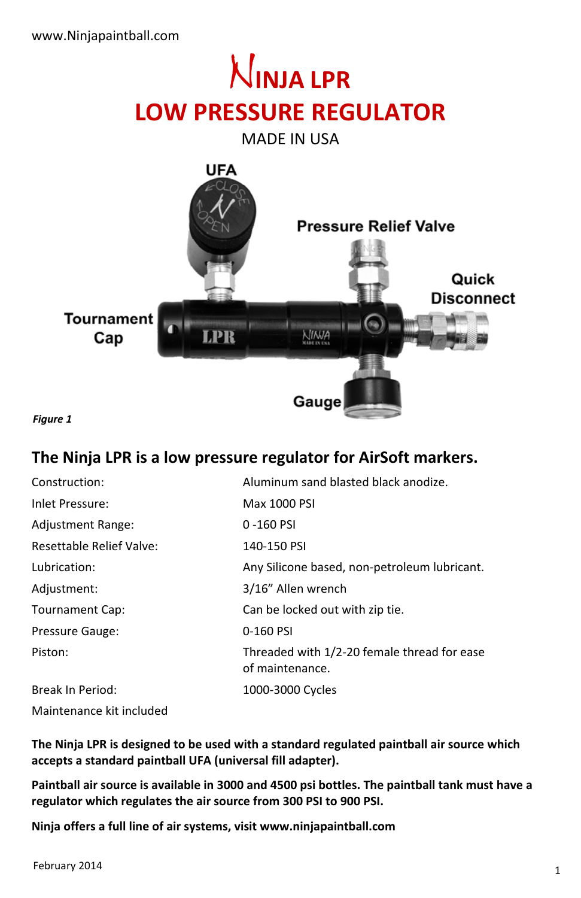www.Ninjapaintball.com

# NINJA LPR

# LOW PRESSURE REGULATOR

MADE IN USA

UFA

Pressure Relief Valve

Quick Disconnect

Tournament Cap

Gauge

***Figure 1***

## The Ninja LPR is a low pressure regulator for AirSoft markers.

| | |
|---|---|
| Construction: | Aluminum sand blasted black anodize. |
| Inlet Pressure: | Max 1000 PSI |
| Adjustment Range: | 0 -160 PSI |
| Resettable Relief Valve: | 140-150 PSI |
| Lubrication: | Any Silicone based, non-petroleum lubricant. |
| Adjustment: | 3/16" Allen wrench |
| Tournament Cap: | Can be locked out with zip tie. |
| Pressure Gauge: | 0-160 PSI |
| Piston: | Threaded with 1/2-20 female thread for ease of maintenance. |
| Break In Period: | 1000-3000 Cycles |
| Maintenance kit included | |

**The Ninja LPR is designed to be used with a standard regulated paintball air source which accepts a standard paintball UFA (universal fill adapter).**

**Paintball air source is available in 3000 and 4500 psi bottles. The paintball tank must have a regulator which regulates the air source from 300 PSI to 900 PSI.**

**Ninja offers a full line of air systems, visit www.ninjapaintball.com**

February 2014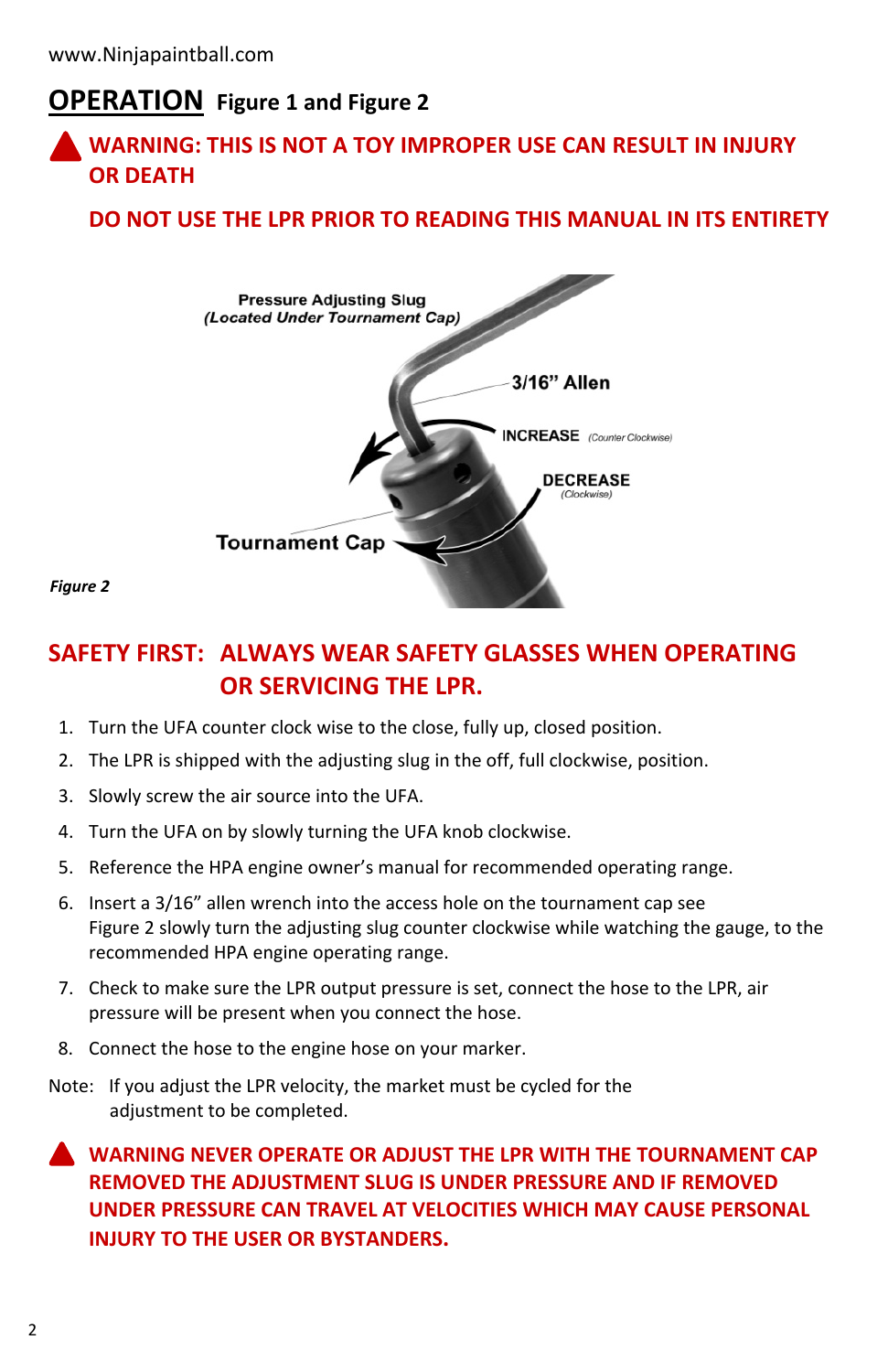www.Ninjapaintball.com

## OPERATION Figure 1 and Figure 2

**WARNING: THIS IS NOT A TOY IMPROPER USE CAN RESULT IN INJURY OR DEATH**

**DO NOT USE THE LPR PRIOR TO READING THIS MANUAL IN ITS ENTIRETY**

Pressure Adjusting Slug (Located Under Tournament Cap)

3/16" Allen

INCREASE (Counter Clockwise)

DECREASE (Clockwise)

Tournament Cap

*Figure 2*

**SAFETY FIRST: ALWAYS WEAR SAFETY GLASSES WHEN OPERATING OR SERVICING THE LPR.**

1. Turn the UFA counter clock wise to the close, fully up, closed position.
2. The LPR is shipped with the adjusting slug in the off, full clockwise, position.
3. Slowly screw the air source into the UFA.
4. Turn the UFA on by slowly turning the UFA knob clockwise.
5. Reference the HPA engine owner's manual for recommended operating range.
6. Insert a 3/16" allen wrench into the access hole on the tournament cap see Figure 2 slowly turn the adjusting slug counter clockwise while watching the gauge, to the recommended HPA engine operating range.
7. Check to make sure the LPR output pressure is set, connect the hose to the LPR, air pressure will be present when you connect the hose.
8. Connect the hose to the engine hose on your marker.

Note: If you adjust the LPR velocity, the market must be cycled for the adjustment to be completed.

**WARNING NEVER OPERATE OR ADJUST THE LPR WITH THE TOURNAMENT CAP REMOVED THE ADJUSTMENT SLUG IS UNDER PRESSURE AND IF REMOVED UNDER PRESSURE CAN TRAVEL AT VELOCITIES WHICH MAY CAUSE PERSONAL INJURY TO THE USER OR BYSTANDERS.**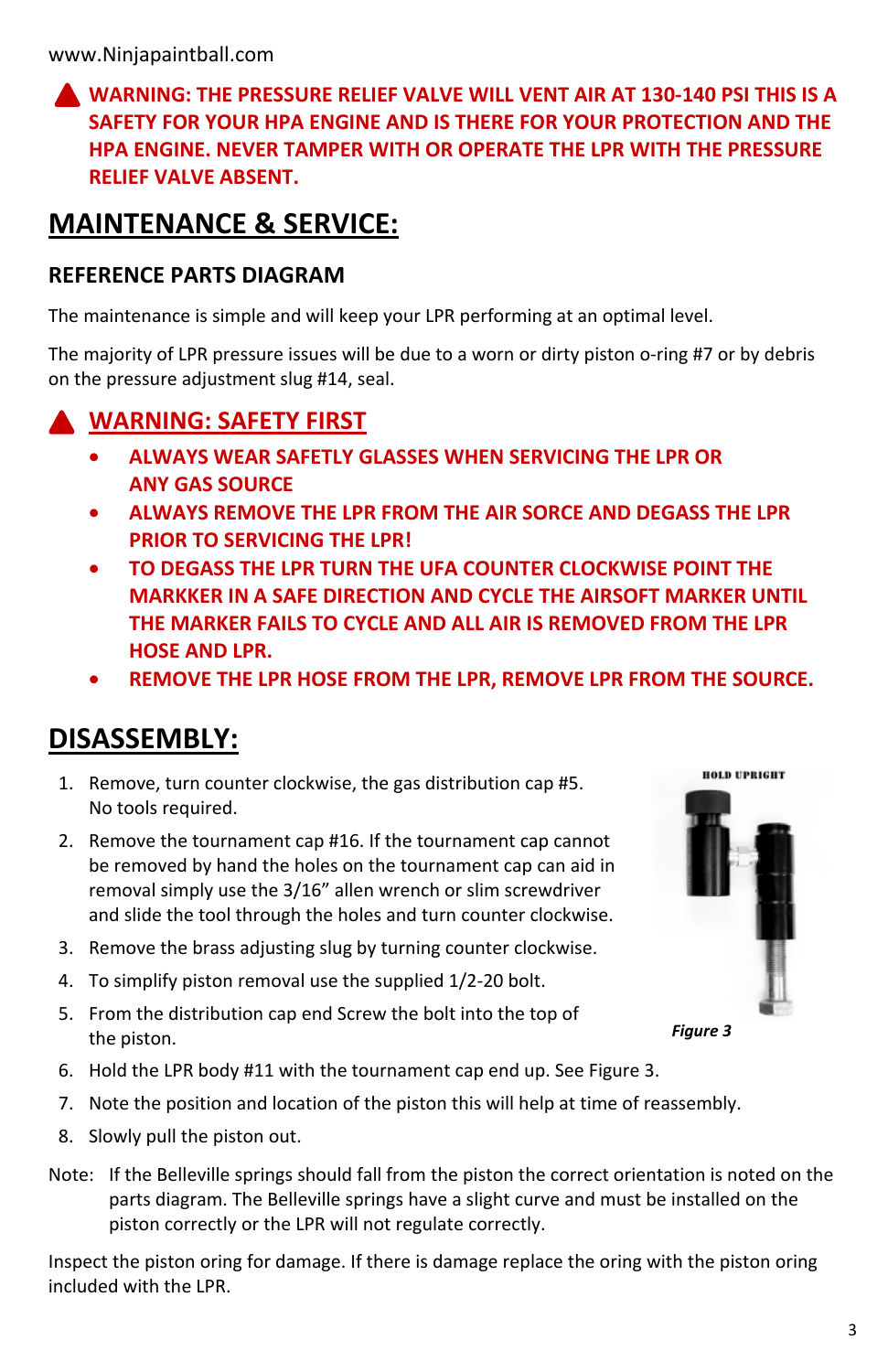www.Ninjapaintball.com

**WARNING: THE PRESSURE RELIEF VALVE WILL VENT AIR AT 130-140 PSI THIS IS A SAFETY FOR YOUR HPA ENGINE AND IS THERE FOR YOUR PROTECTION AND THE HPA ENGINE. NEVER TAMPER WITH OR OPERATE THE LPR WITH THE PRESSURE RELIEF VALVE ABSENT.**

# MAINTENANCE & SERVICE:

### REFERENCE PARTS DIAGRAM

The maintenance is simple and will keep your LPR performing at an optimal level.

The majority of LPR pressure issues will be due to a worn or dirty piston o-ring #7 or by debris on the pressure adjustment slug #14, seal.

## WARNING: SAFETY FIRST

- **ALWAYS WEAR SAFETLY GLASSES WHEN SERVICING THE LPR OR ANY GAS SOURCE**
- **ALWAYS REMOVE THE LPR FROM THE AIR SORCE AND DEGASS THE LPR PRIOR TO SERVICING THE LPR!**
- **TO DEGASS THE LPR TURN THE UFA COUNTER CLOCKWISE POINT THE MARKKER IN A SAFE DIRECTION AND CYCLE THE AIRSOFT MARKER UNTIL THE MARKER FAILS TO CYCLE AND ALL AIR IS REMOVED FROM THE LPR HOSE AND LPR.**
- **REMOVE THE LPR HOSE FROM THE LPR, REMOVE LPR FROM THE SOURCE.**

# DISASSEMBLY:

1. Remove, turn counter clockwise, the gas distribution cap #5. No tools required.
2. Remove the tournament cap #16. If the tournament cap cannot be removed by hand the holes on the tournament cap can aid in removal simply use the 3/16" allen wrench or slim screwdriver and slide the tool through the holes and turn counter clockwise.
3. Remove the brass adjusting slug by turning counter clockwise.
4. To simplify piston removal use the supplied 1/2-20 bolt.
5. From the distribution cap end Screw the bolt into the top of the piston.
6. Hold the LPR body #11 with the tournament cap end up. See Figure 3.
7. Note the position and location of the piston this will help at time of reassembly.
8. Slowly pull the piston out.

HOLD UPRIGHT

*Figure 3*

Note: If the Belleville springs should fall from the piston the correct orientation is noted on the parts diagram. The Belleville springs have a slight curve and must be installed on the piston correctly or the LPR will not regulate correctly.

Inspect the piston oring for damage. If there is damage replace the oring with the piston oring included with the LPR.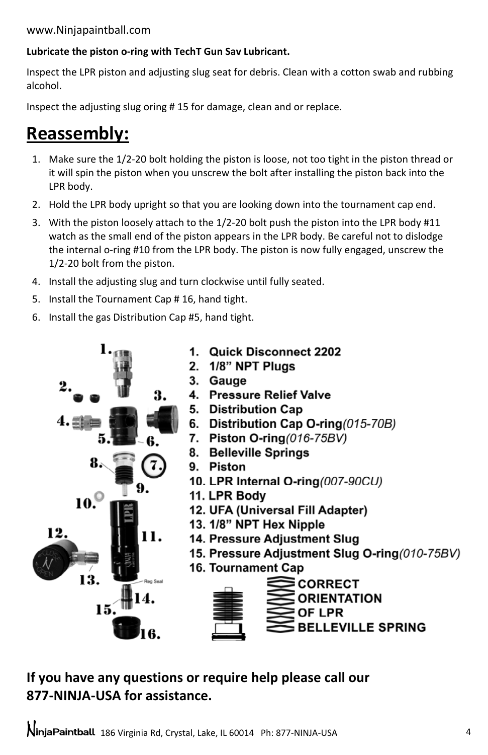**Lubricate the piston o-ring with TechT Gun Sav Lubricant.**

Inspect the LPR piston and adjusting slug seat for debris. Clean with a cotton swab and rubbing alcohol.

Inspect the adjusting slug oring # 15 for damage, clean and or replace.

# Reassembly:

1. Make sure the 1/2-20 bolt holding the piston is loose, not too tight in the piston thread or it will spin the piston when you unscrew the bolt after installing the piston back into the LPR body.
2. Hold the LPR body upright so that you are looking down into the tournament cap end.
3. With the piston loosely attach to the 1/2-20 bolt push the piston into the LPR body #11 watch as the small end of the piston appears in the LPR body. Be careful not to dislodge the internal o-ring #10 from the LPR body. The piston is now fully engaged, unscrew the 1/2-20 bolt from the piston.
4. Install the adjusting slug and turn clockwise until fully seated.
5. Install the Tournament Cap # 16, hand tight.
6. Install the gas Distribution Cap #5, hand tight.

1. Quick Disconnect 2202
2. 1/8" NPT Plugs
3. Gauge
4. Pressure Relief Valve
5. Distribution Cap
6. Distribution Cap O-ring *(015-70B)*
7. Piston O-ring *(016-75BV)*
8. Belleville Springs
9. Piston
10. LPR Internal O-ring *(007-90CU)*
11. LPR Body
12. UFA (Universal Fill Adapter)
13. 1/8" NPT Hex Nipple
14. Pressure Adjustment Slug
15. Pressure Adjustment Slug O-ring *(010-75BV)*
16. Tournament Cap

Reg Seal

CORRECT ORIENTATION OF LPR BELLEVILLE SPRING

**If you have any questions or require help please call our 877-NINJA-USA for assistance.**